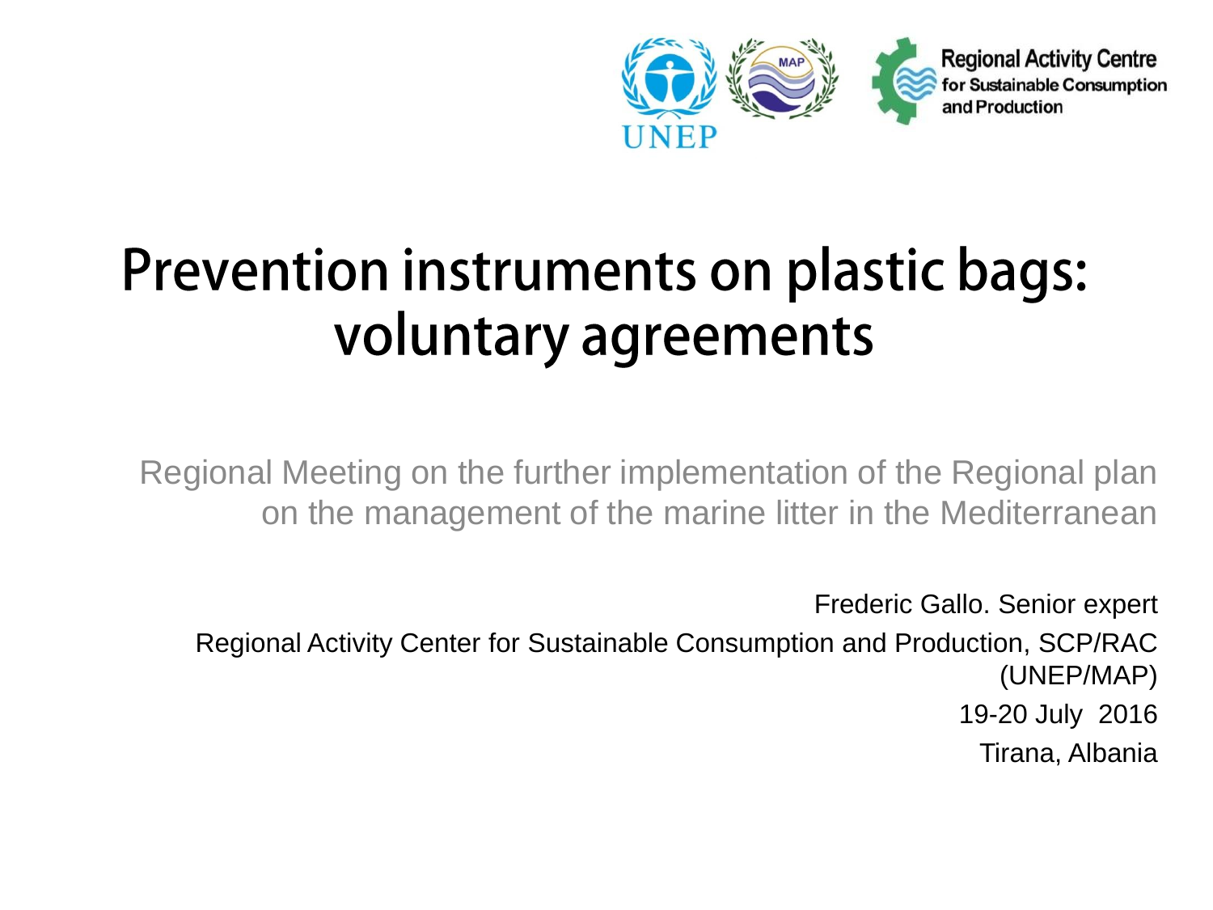UNEP MAP

Regional Activity Centre for Sustainable Consumption and Production

# Prevention instruments on plastic bags: voluntary agreements

Regional Meeting on the further implementation of the Regional plan on the management of the marine litter in the Mediterranean

Frederic Gallo. Senior expert

Regional Activity Center for Sustainable Consumption and Production, SCP/RAC (UNEP/MAP)

19-20 July 2016

Tirana, Albania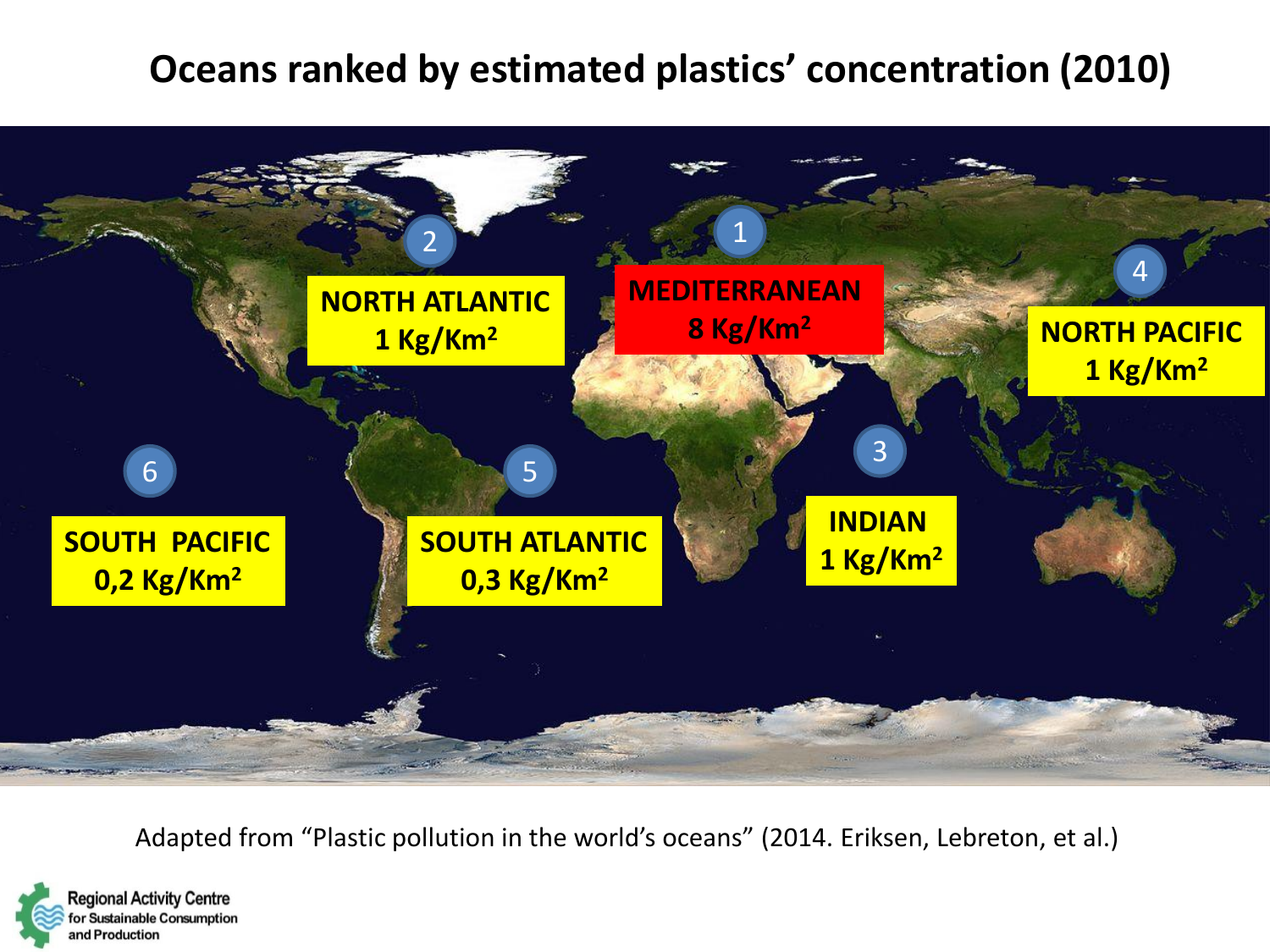# Oceans ranked by estimated plastics' concentration (2010)

1. **MEDITERRANEAN** 8 Kg/Km$^2$
2. **NORTH ATLANTIC** 1 Kg/Km$^2$
3. **INDIAN** 1 Kg/Km$^2$
4. **NORTH PACIFIC** 1 Kg/Km$^2$
5. **SOUTH ATLANTIC** 0,3 Kg/Km$^2$
6. **SOUTH PACIFIC** 0,2 Kg/Km$^2$

Adapted from "Plastic pollution in the world's oceans" (2014. Eriksen, Lebreton, et al.)

Regional Activity Centre for Sustainable Consumption and Production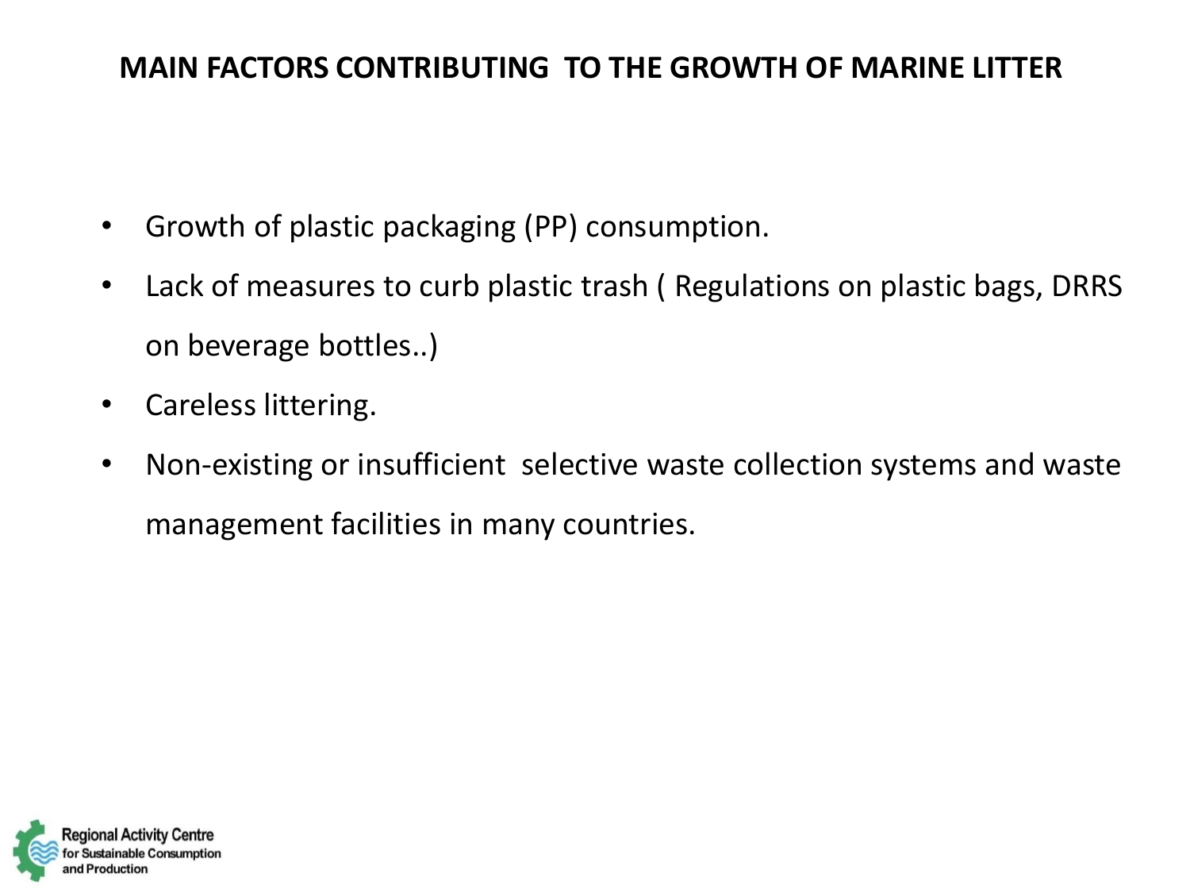## MAIN FACTORS CONTRIBUTING TO THE GROWTH OF MARINE LITTER

- Growth of plastic packaging (PP) consumption.
- Lack of measures to curb plastic trash ( Regulations on plastic bags, DRRS on beverage bottles..)
- Careless littering.
- Non-existing or insufficient selective waste collection systems and waste management facilities in many countries.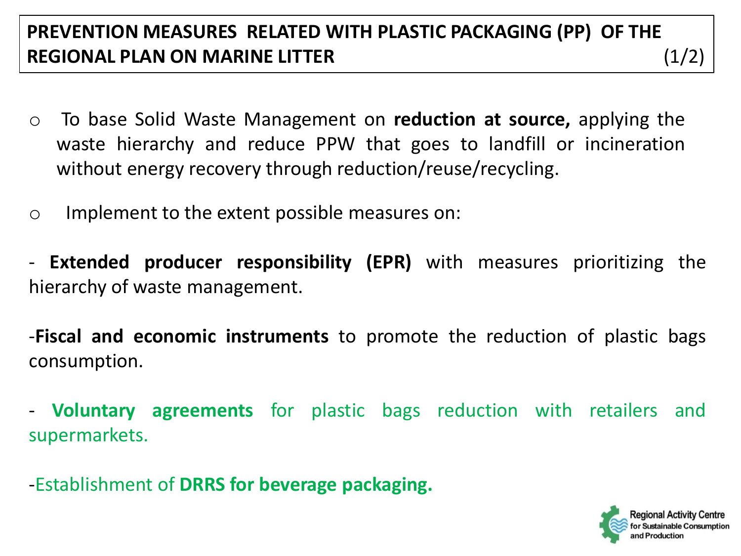## PREVENTION MEASURES RELATED WITH PLASTIC PACKAGING (PP) OF THE REGIONAL PLAN ON MARINE LITTER (1/2)

- To base Solid Waste Management on **reduction at source,** applying the waste hierarchy and reduce PPW that goes to landfill or incineration without energy recovery through reduction/reuse/recycling.

- Implement to the extent possible measures on:

- **Extended producer responsibility (EPR)** with measures prioritizing the hierarchy of waste management.

- **Fiscal and economic instruments** to promote the reduction of plastic bags consumption.

- **Voluntary agreements** for plastic bags reduction with retailers and supermarkets.

- Establishment of **DRRS for beverage packaging.**

Regional Activity Centre for Sustainable Consumption and Production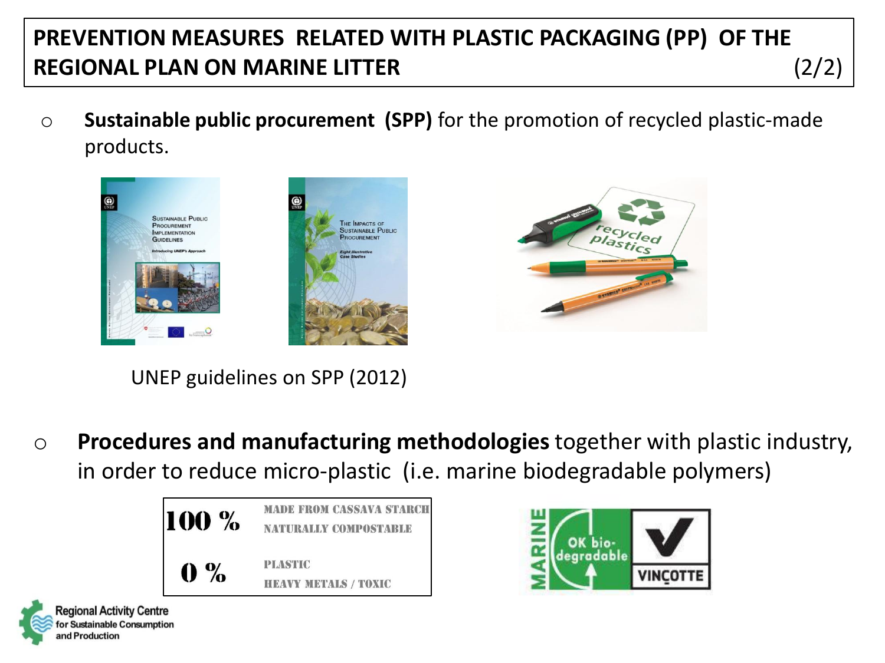# PREVENTION MEASURES RELATED WITH PLASTIC PACKAGING (PP) OF THE REGIONAL PLAN ON MARINE LITTER (2/2)

- **Sustainable public procurement (SPP)** for the promotion of recycled plastic-made products.

UNEP guidelines on SPP (2012)

- **Procedures and manufacturing methodologies** together with plastic industry, in order to reduce micro-plastic (i.e. marine biodegradable polymers)

| | |
|---|---|
| 100 % | MADE FROM CASSAVA STARCH NATURALLY COMPOSTABLE |
| 0 % | PLASTIC HEAVY METALS / TOXIC |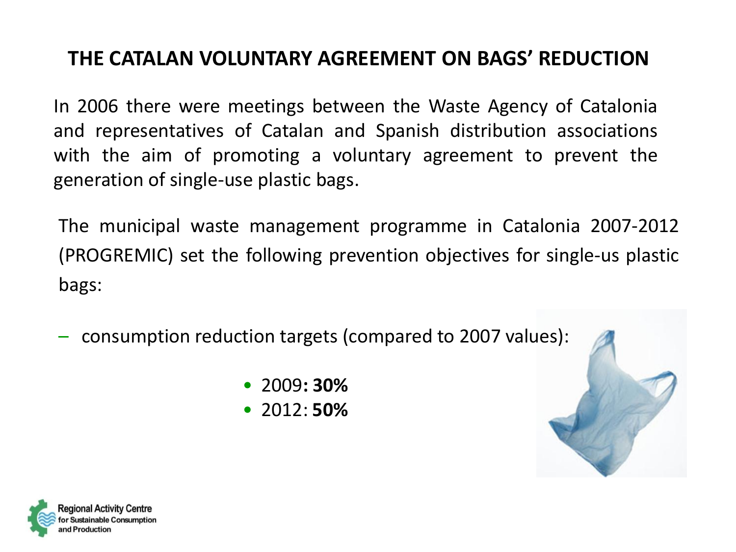# THE CATALAN VOLUNTARY AGREEMENT ON BAGS' REDUCTION

In 2006 there were meetings between the Waste Agency of Catalonia and representatives of Catalan and Spanish distribution associations with the aim of promoting a voluntary agreement to prevent the generation of single-use plastic bags.

The municipal waste management programme in Catalonia 2007-2012 (PROGREMIC) set the following prevention objectives for single-us plastic bags:

- consumption reduction targets (compared to 2007 values):
  - 2009**: 30%**
  - 2012: **50%**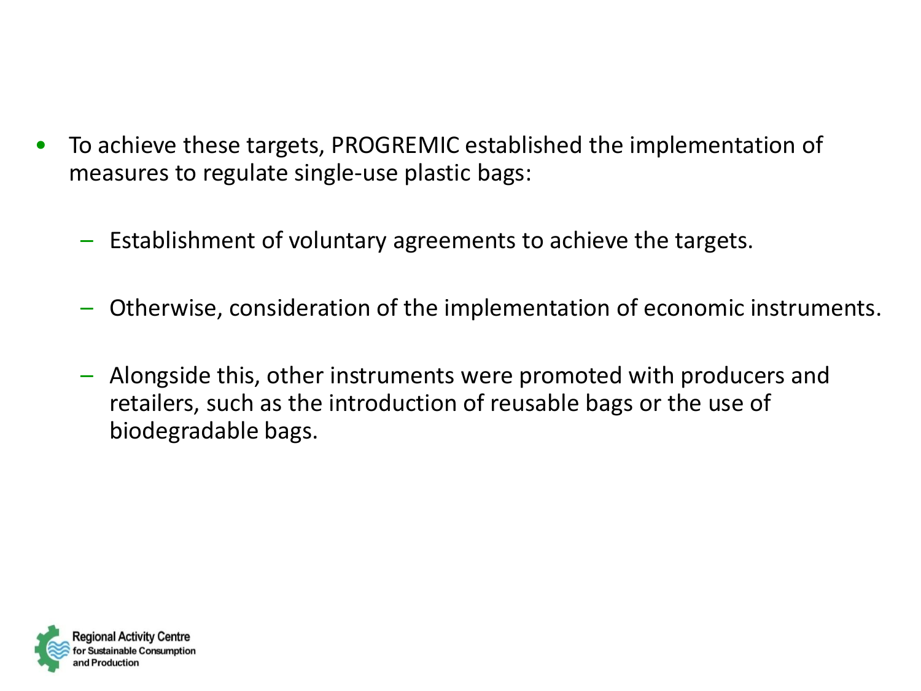- To achieve these targets, PROGREMIC established the implementation of measures to regulate single-use plastic bags:
  - Establishment of voluntary agreements to achieve the targets.
  - Otherwise, consideration of the implementation of economic instruments.
  - Alongside this, other instruments were promoted with producers and retailers, such as the introduction of reusable bags or the use of biodegradable bags.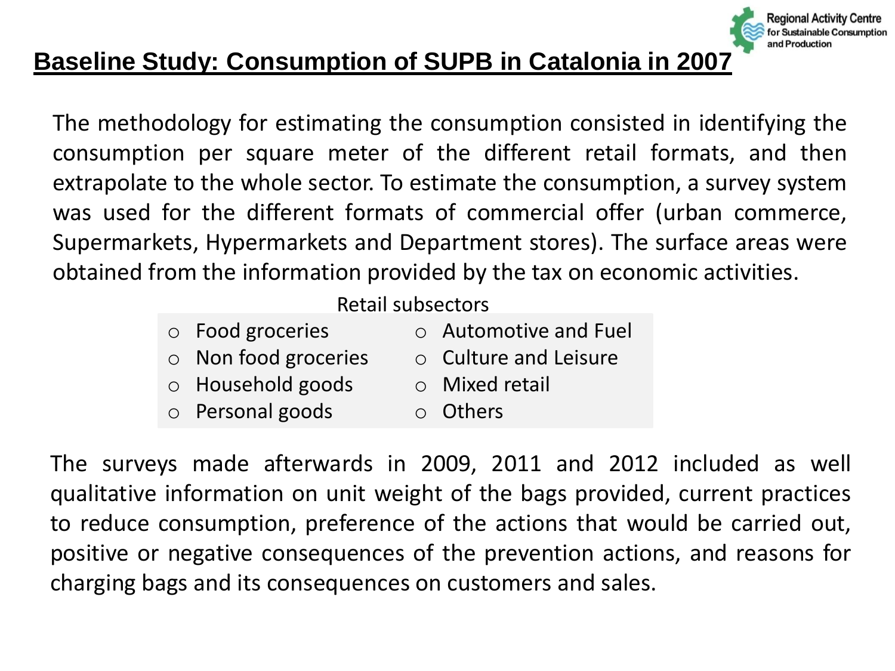# Baseline Study: Consumption of SUPB in Catalonia in 2007

The methodology for estimating the consumption consisted in identifying the consumption per square meter of the different retail formats, and then extrapolate to the whole sector. To estimate the consumption, a survey system was used for the different formats of commercial offer (urban commerce, Supermarkets, Hypermarkets and Department stores). The surface areas were obtained from the information provided by the tax on economic activities.

Retail subsectors

- Food groceries
- Non food groceries
- Household goods
- Personal goods
- Automotive and Fuel
- Culture and Leisure
- Mixed retail
- Others

The surveys made afterwards in 2009, 2011 and 2012 included as well qualitative information on unit weight of the bags provided, current practices to reduce consumption, preference of the actions that would be carried out, positive or negative consequences of the prevention actions, and reasons for charging bags and its consequences on customers and sales.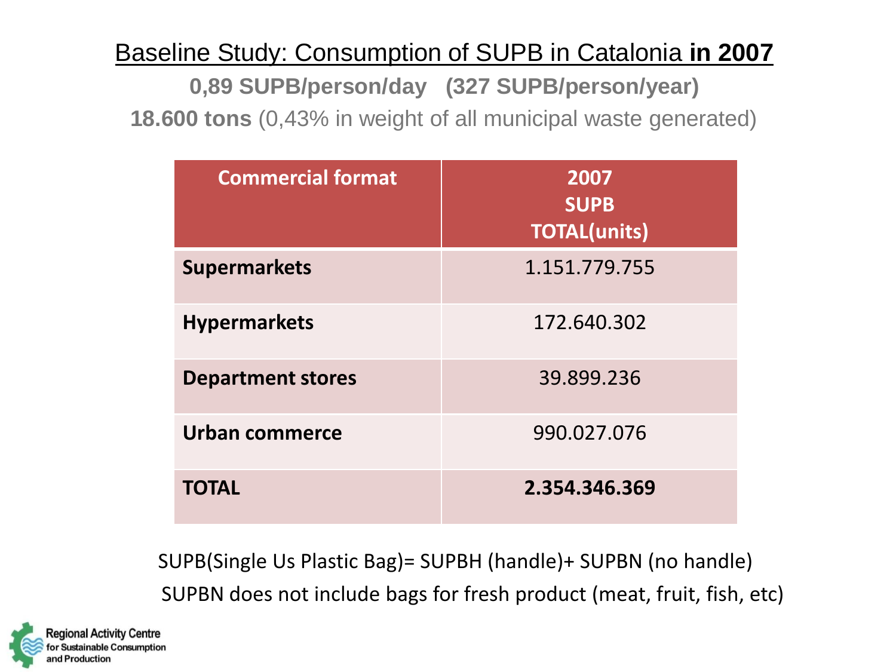## Baseline Study: Consumption of SUPB in Catalonia **in 2007**

**0,89 SUPB/person/day (327 SUPB/person/year)**

**18.600 tons** (0,43% in weight of all municipal waste generated)

| Commercial format | 2007 SUPB TOTAL(units) |
|---|---|
| **Supermarkets** | 1.151.779.755 |
| **Hypermarkets** | 172.640.302 |
| **Department stores** | 39.899.236 |
| **Urban commerce** | 990.027.076 |
| **TOTAL** | **2.354.346.369** |

SUPB(Single Us Plastic Bag)= SUPBH (handle)+ SUPBN (no handle)

SUPBN does not include bags for fresh product (meat, fruit, fish, etc)

Regional Activity Centre for Sustainable Consumption and Production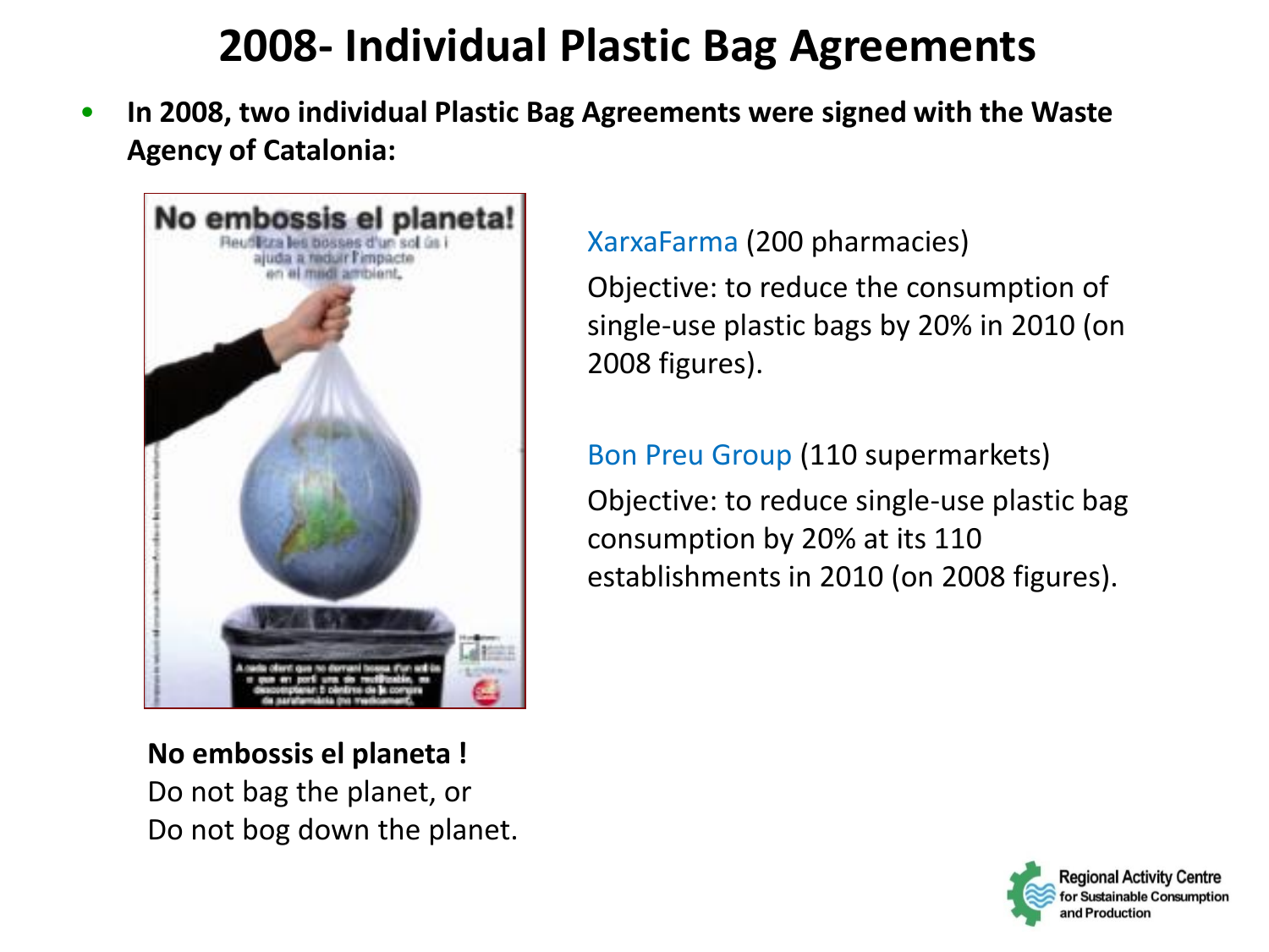# 2008- Individual Plastic Bag Agreements

- **In 2008, two individual Plastic Bag Agreements were signed with the Waste Agency of Catalonia:**

XarxaFarma (200 pharmacies)

Objective: to reduce the consumption of single-use plastic bags by 20% in 2010 (on 2008 figures).

Bon Preu Group (110 supermarkets)

Objective: to reduce single-use plastic bag consumption by 20% at its 110 establishments in 2010 (on 2008 figures).

**No embossis el planeta !**
Do not bag the planet, or
Do not bog down the planet.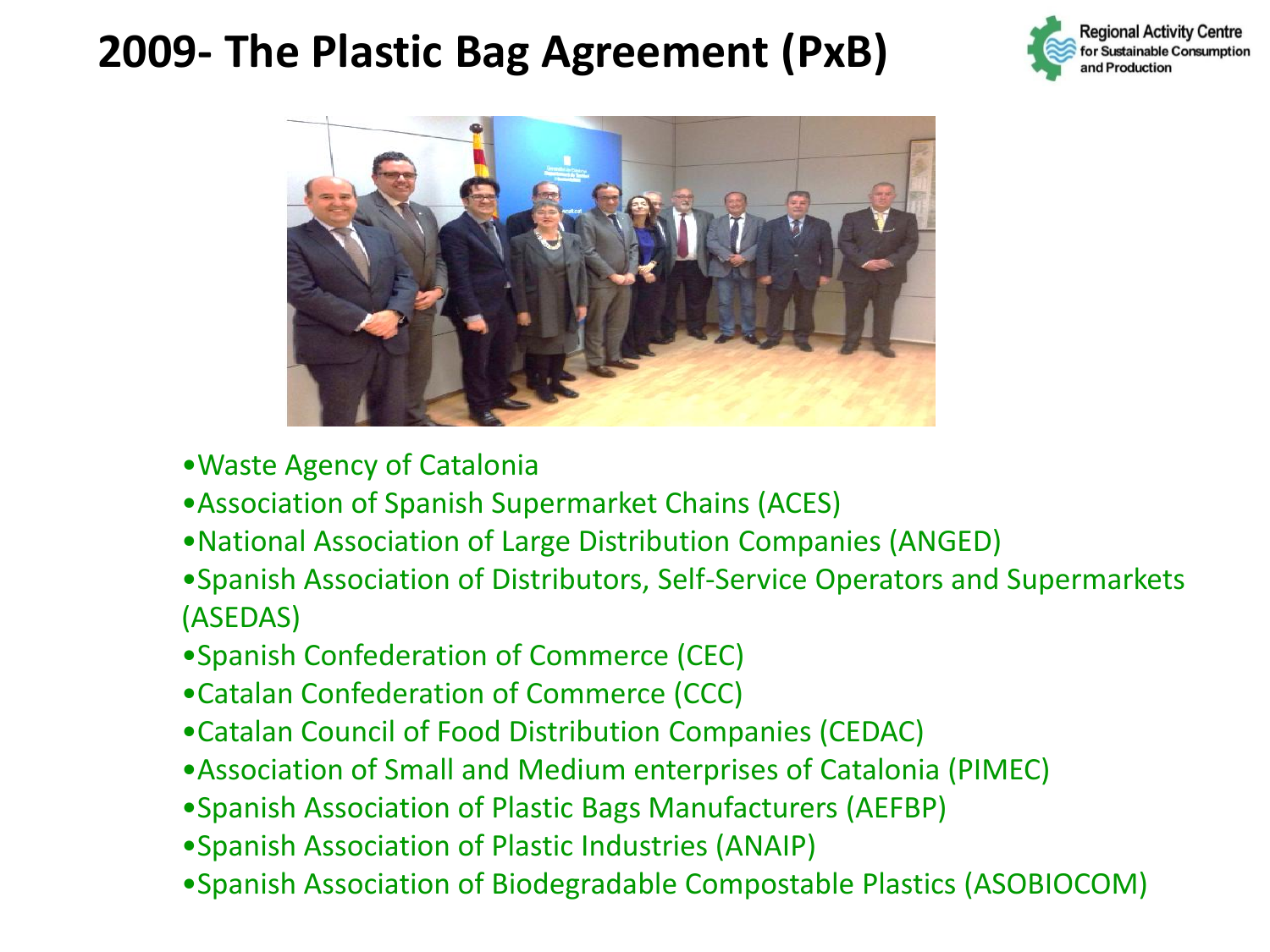# 2009- The Plastic Bag Agreement (PxB)

- Waste Agency of Catalonia
- Association of Spanish Supermarket Chains (ACES)
- National Association of Large Distribution Companies (ANGED)
- Spanish Association of Distributors, Self-Service Operators and Supermarkets (ASEDAS)
- Spanish Confederation of Commerce (CEC)
- Catalan Confederation of Commerce (CCC)
- Catalan Council of Food Distribution Companies (CEDAC)
- Association of Small and Medium enterprises of Catalonia (PIMEC)
- Spanish Association of Plastic Bags Manufacturers (AEFBP)
- Spanish Association of Plastic Industries (ANAIP)
- Spanish Association of Biodegradable Compostable Plastics (ASOBIOCOM)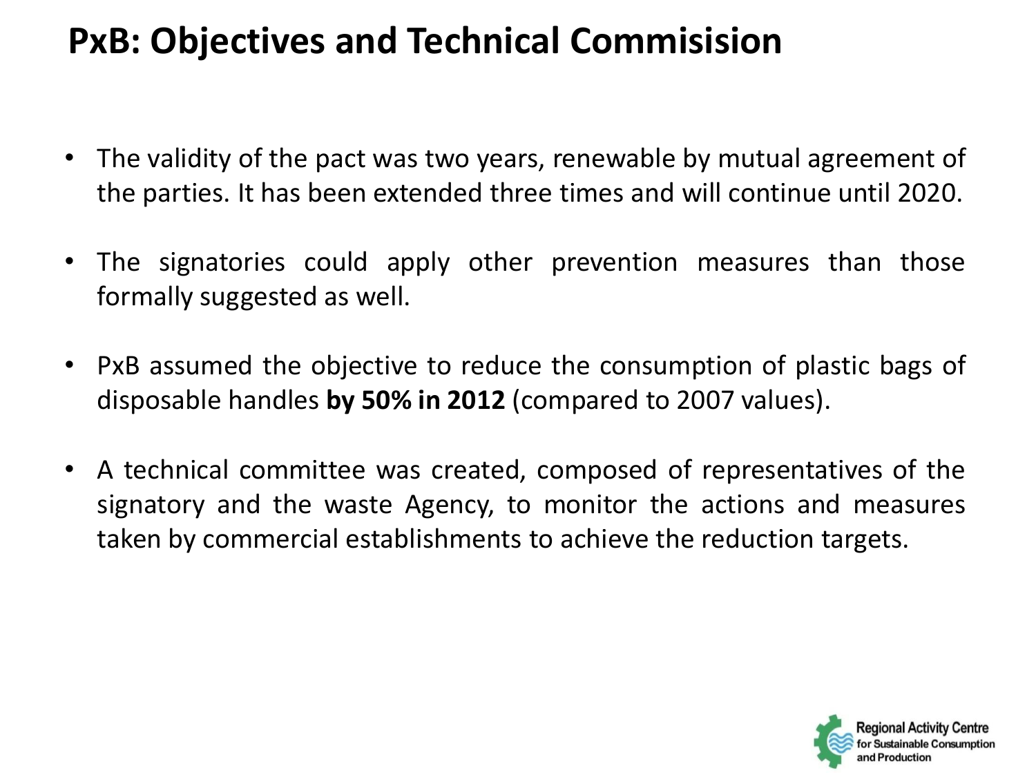# PxB: Objectives and Technical Commisision

- The validity of the pact was two years, renewable by mutual agreement of the parties. It has been extended three times and will continue until 2020.
- The signatories could apply other prevention measures than those formally suggested as well.
- PxB assumed the objective to reduce the consumption of plastic bags of disposable handles **by 50% in 2012** (compared to 2007 values).
- A technical committee was created, composed of representatives of the signatory and the waste Agency, to monitor the actions and measures taken by commercial establishments to achieve the reduction targets.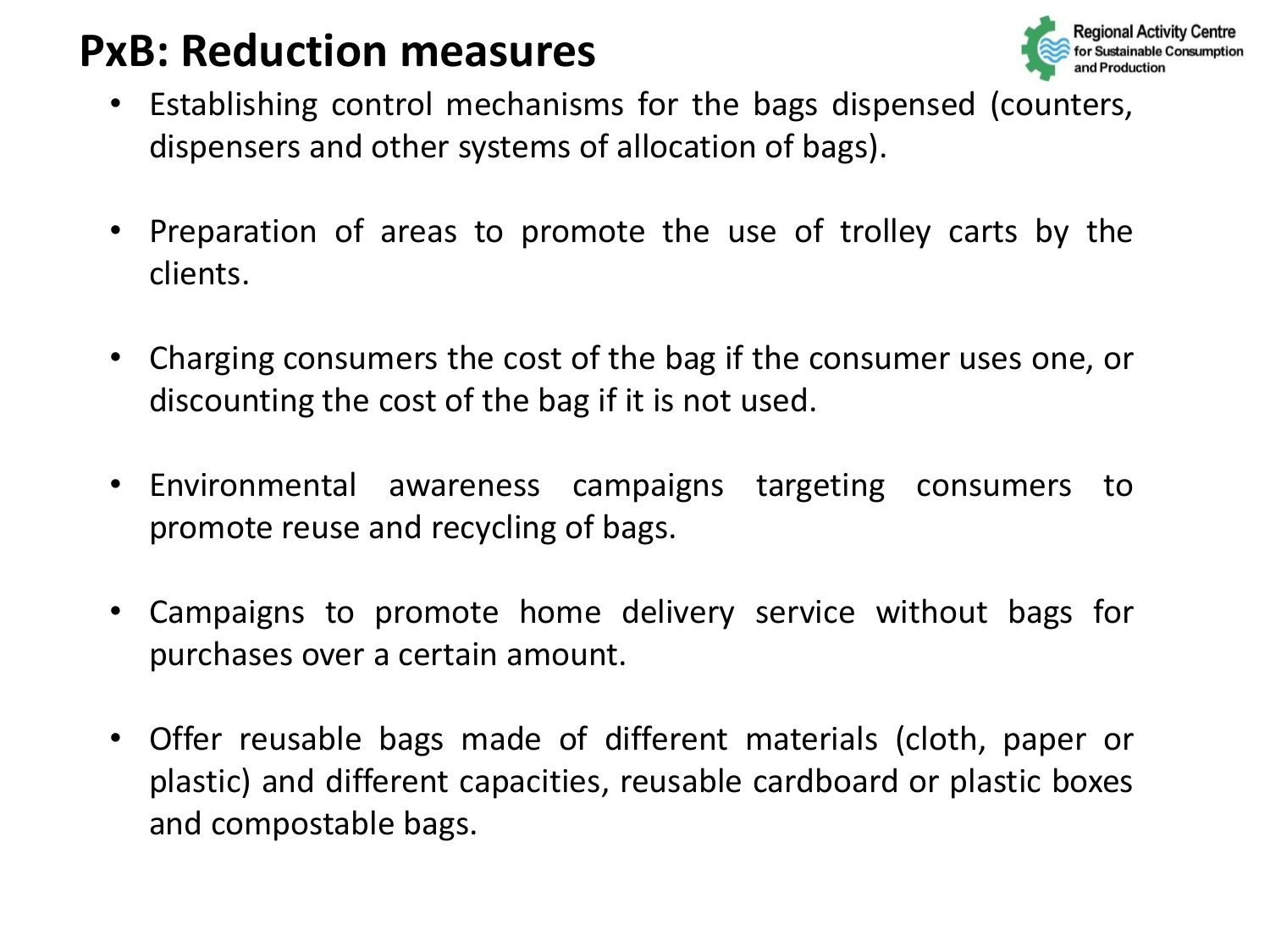# PxB: Reduction measures

- Establishing control mechanisms for the bags dispensed (counters, dispensers and other systems of allocation of bags).
- Preparation of areas to promote the use of trolley carts by the clients.
- Charging consumers the cost of the bag if the consumer uses one, or discounting the cost of the bag if it is not used.
- Environmental awareness campaigns targeting consumers to promote reuse and recycling of bags.
- Campaigns to promote home delivery service without bags for purchases over a certain amount.
- Offer reusable bags made of different materials (cloth, paper or plastic) and different capacities, reusable cardboard or plastic boxes and compostable bags.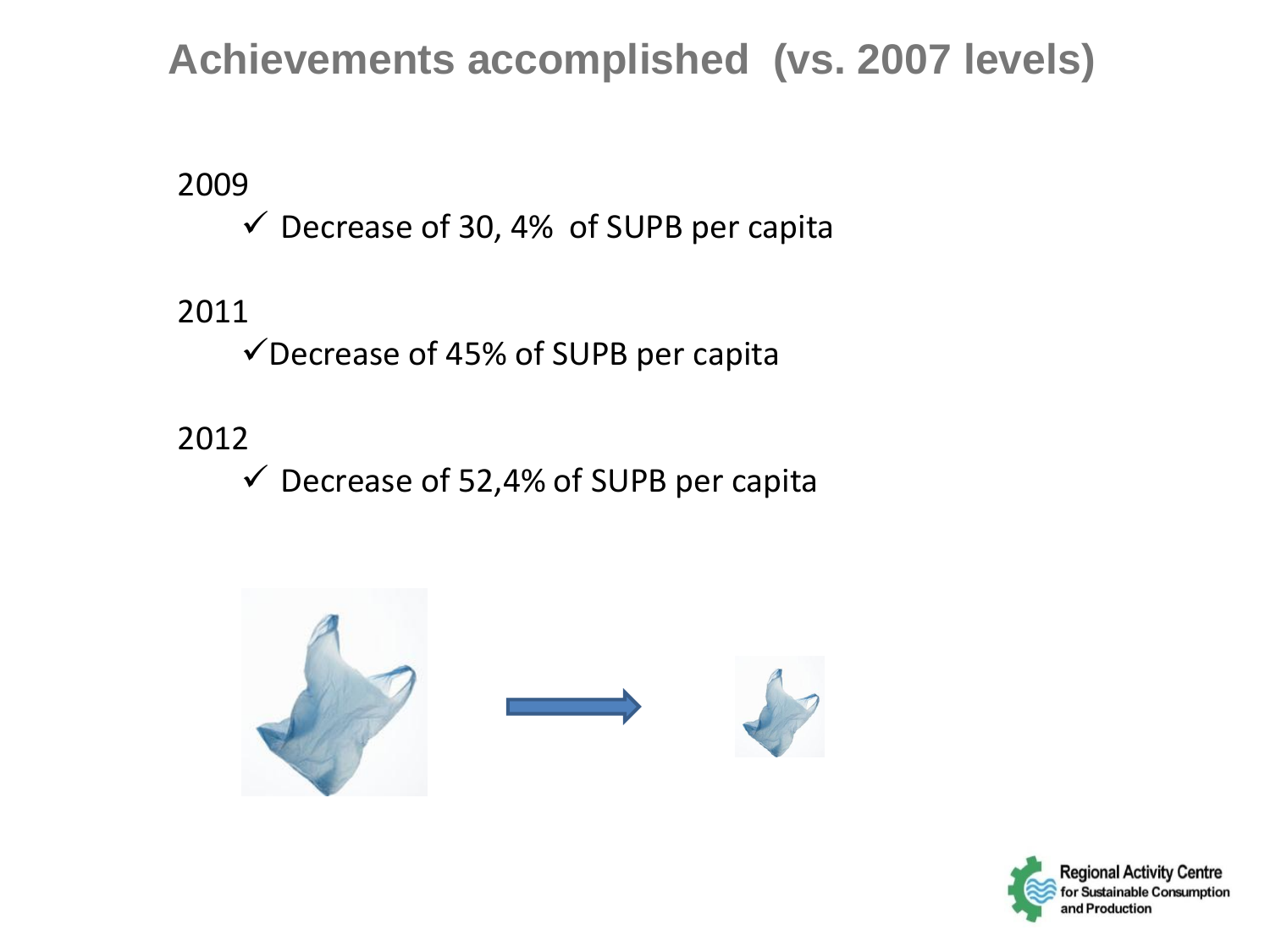# Achievements accomplished (vs. 2007 levels)

2009

- ✓ Decrease of 30, 4% of SUPB per capita

2011

- ✓ Decrease of 45% of SUPB per capita

2012

- ✓ Decrease of 52,4% of SUPB per capita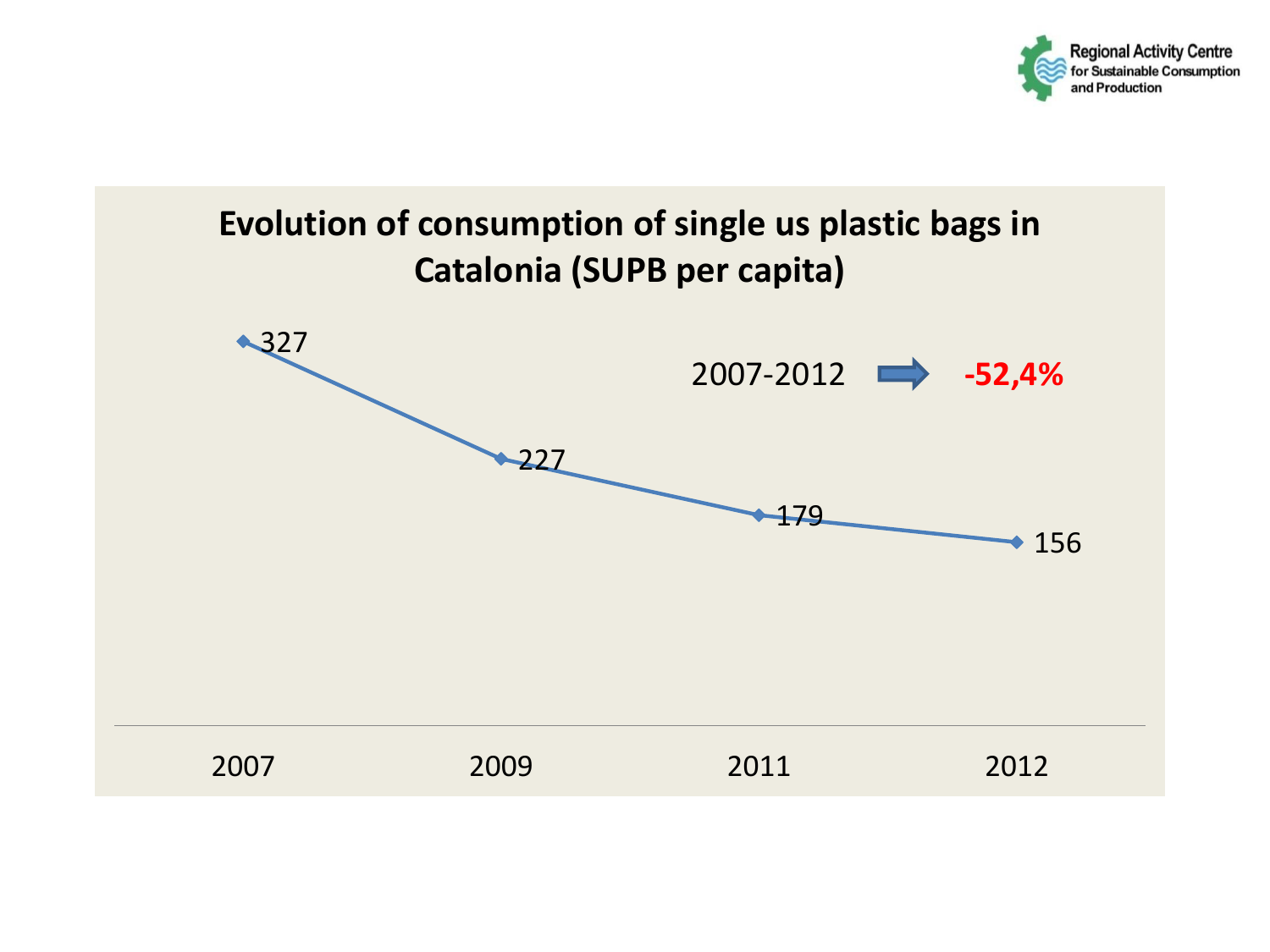Regional Activity Centre for Sustainable Consumption and Production

## Evolution of consumption of single us plastic bags in Catalonia (SUPB per capita)

| Year | SUPB per capita |
|---|---|
| 2007 | 327 |
| 2009 | 227 |
| 2011 | 179 |
| 2012 | 156 |

2007-2012 ➡ **-52,4%**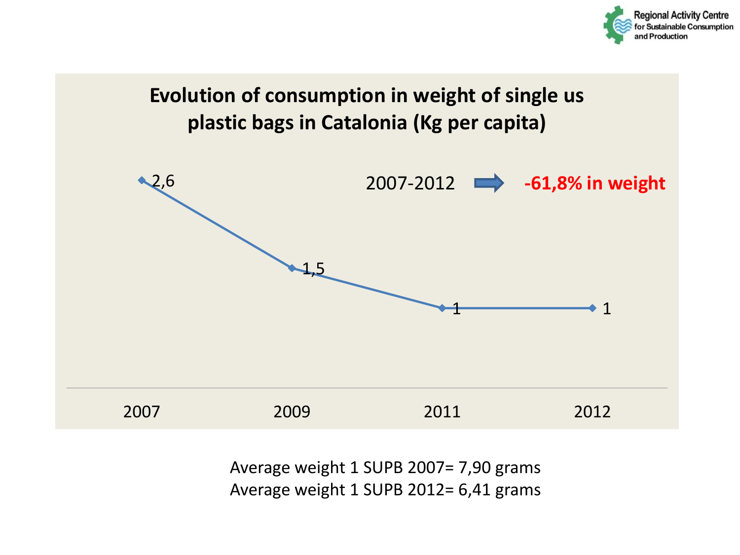## Evolution of consumption in weight of single us plastic bags in Catalonia (Kg per capita)

| Year | Kg per capita |
|---|---|
| 2007 | 2,6 |
| 2009 | 1,5 |
| 2011 | 1 |
| 2012 | 1 |

2007-2012 → **-61,8% in weight**

Average weight 1 SUPB 2007= 7,90 grams
Average weight 1 SUPB 2012= 6,41 grams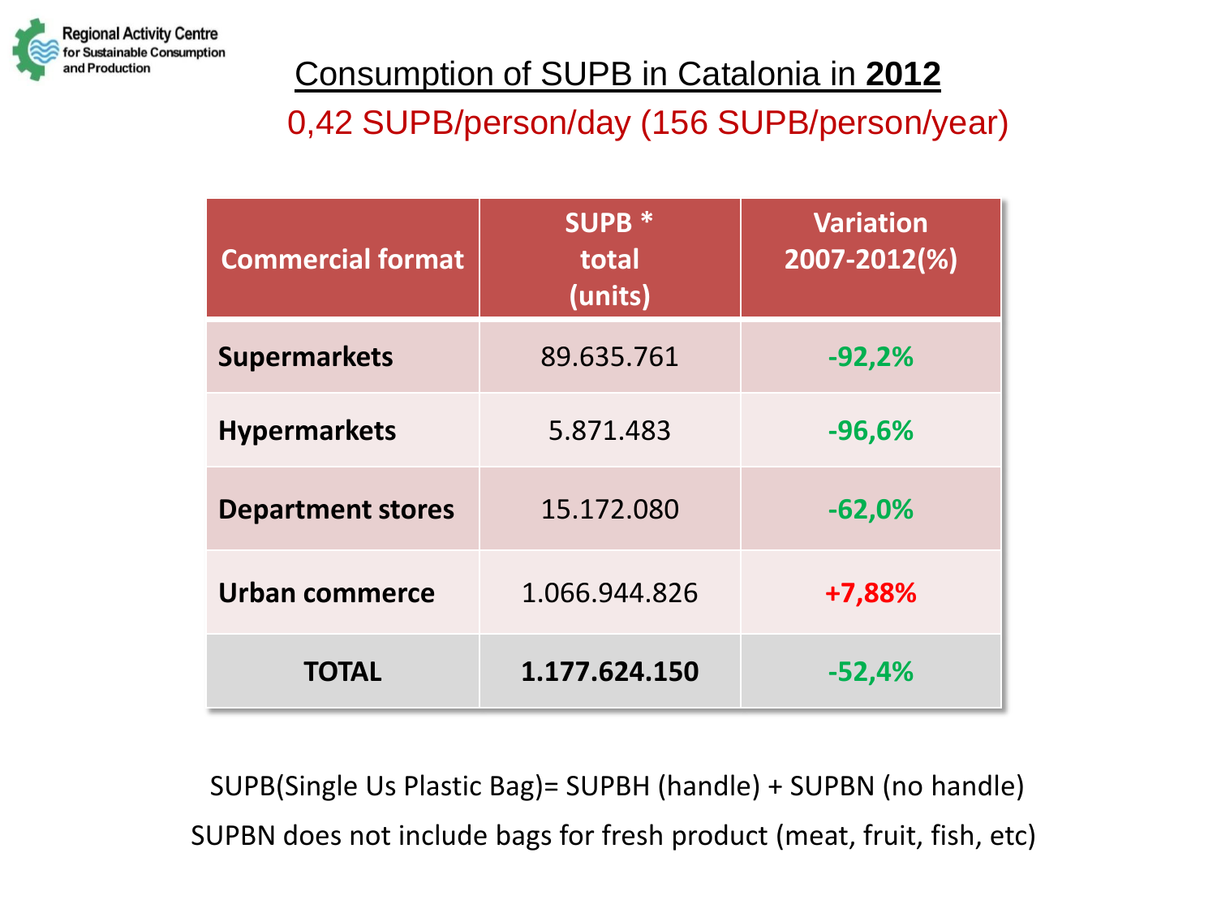## Consumption of SUPB in Catalonia in **2012**

0,42 SUPB/person/day (156 SUPB/person/year)

| Commercial format | SUPB * total (units) | Variation 2007-2012(%) |
|---|---|---|
| **Supermarkets** | 89.635.761 | **-92,2%** |
| **Hypermarkets** | 5.871.483 | **-96,6%** |
| **Department stores** | 15.172.080 | **-62,0%** |
| **Urban commerce** | 1.066.944.826 | **+7,88%** |
| **TOTAL** | **1.177.624.150** | **-52,4%** |

SUPB(Single Us Plastic Bag)= SUPBH (handle) + SUPBN (no handle)

SUPBN does not include bags for fresh product (meat, fruit, fish, etc)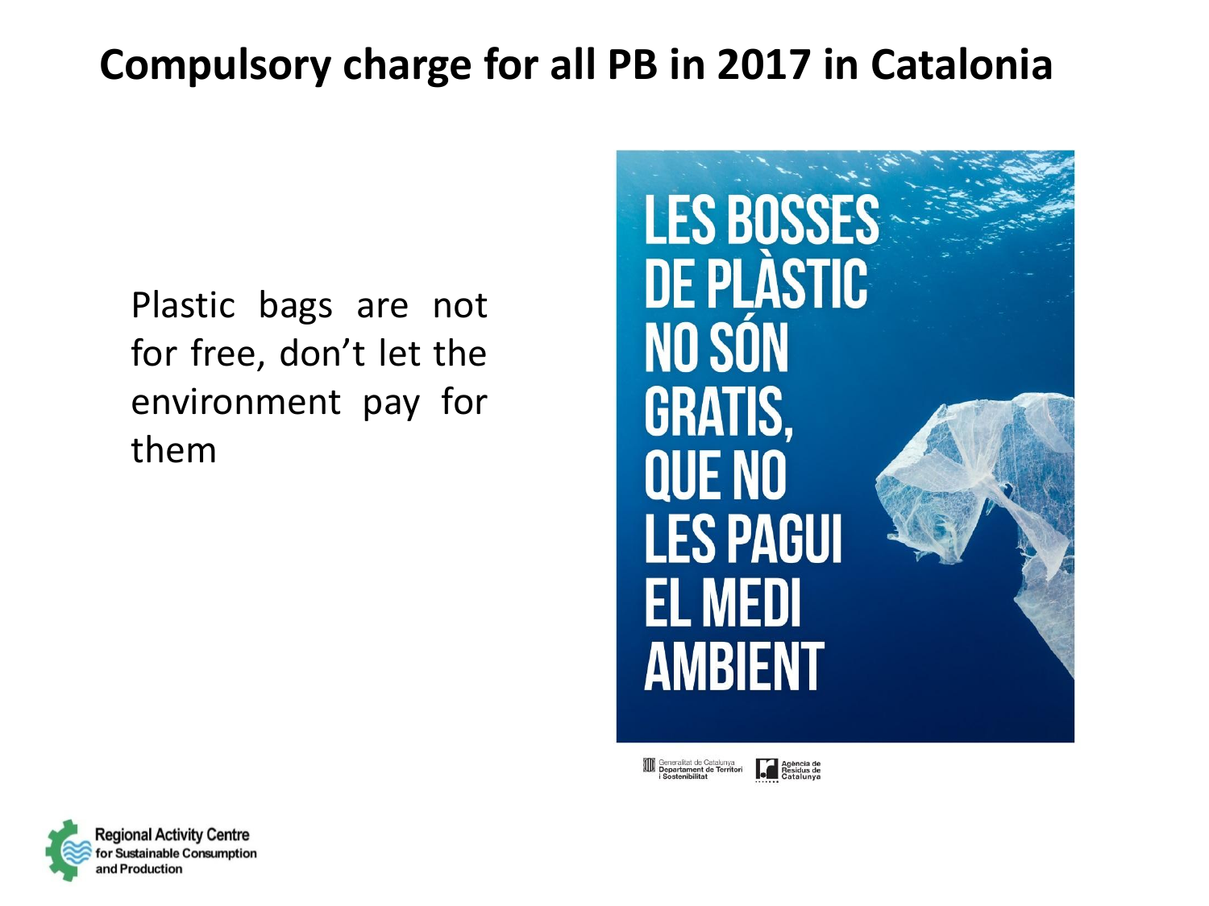# Compulsory charge for all PB in 2017 in Catalonia

Plastic bags are not for free, don't let the environment pay for them

LES BOSSES DE PLÀSTIC NO SÓN GRATIS, QUE NO LES PAGUI EL MEDI AMBIENT

Generalitat de Catalunya Departament de Territori i Sostenibilitat

Agència de Residus de Catalunya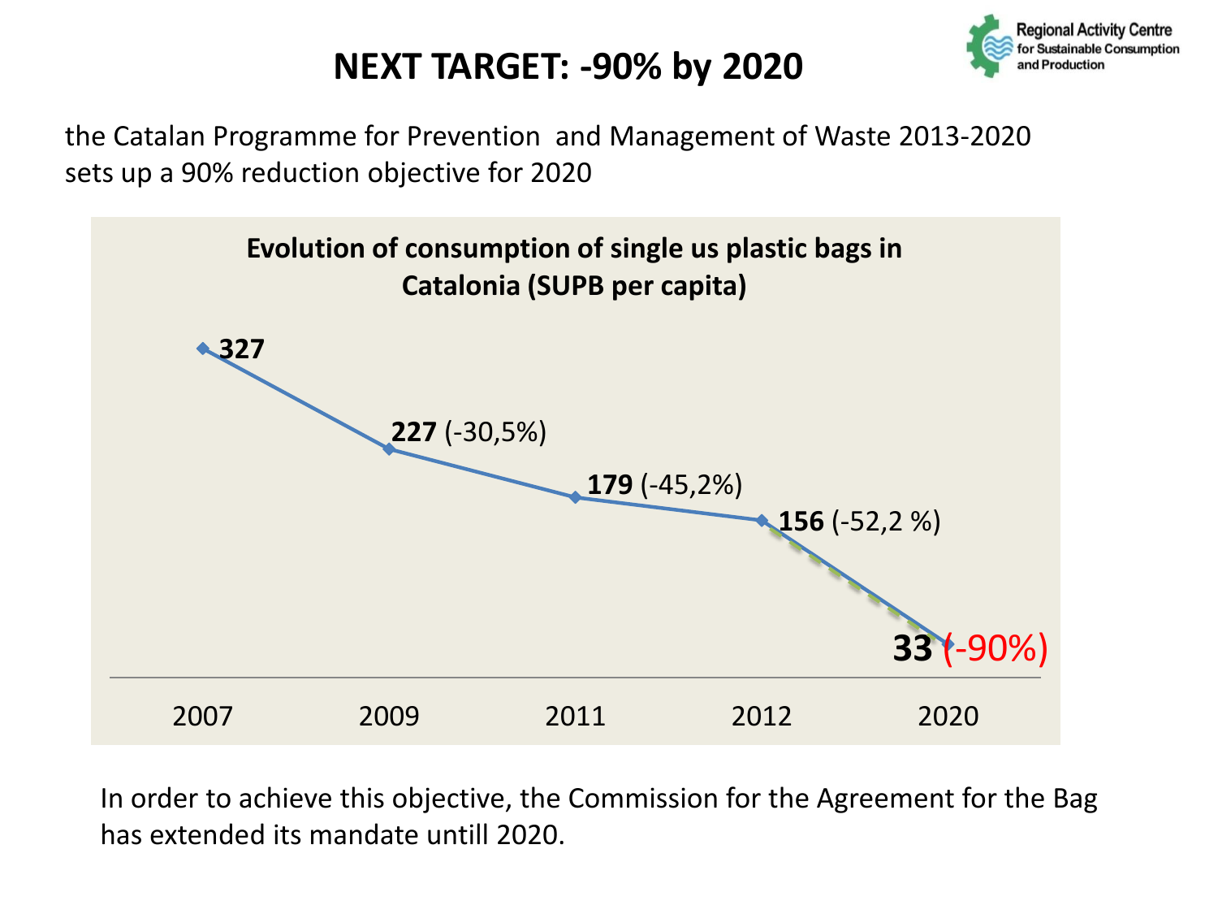# NEXT TARGET: -90% by 2020

the Catalan Programme for Prevention and Management of Waste 2013-2020 sets up a 90% reduction objective for 2020

**Evolution of consumption of single us plastic bags in Catalonia (SUPB per capita)**

| Year | SUPB per capita |
| --- | --- |
| 2007 | **327** |
| 2009 | **227** (-30,5%) |
| 2011 | **179** (-45,2%) |
| 2012 | **156** (-52,2 %) |
| 2020 | **33** (-90%) |

In order to achieve this objective, the Commission for the Agreement for the Bag has extended its mandate untill 2020.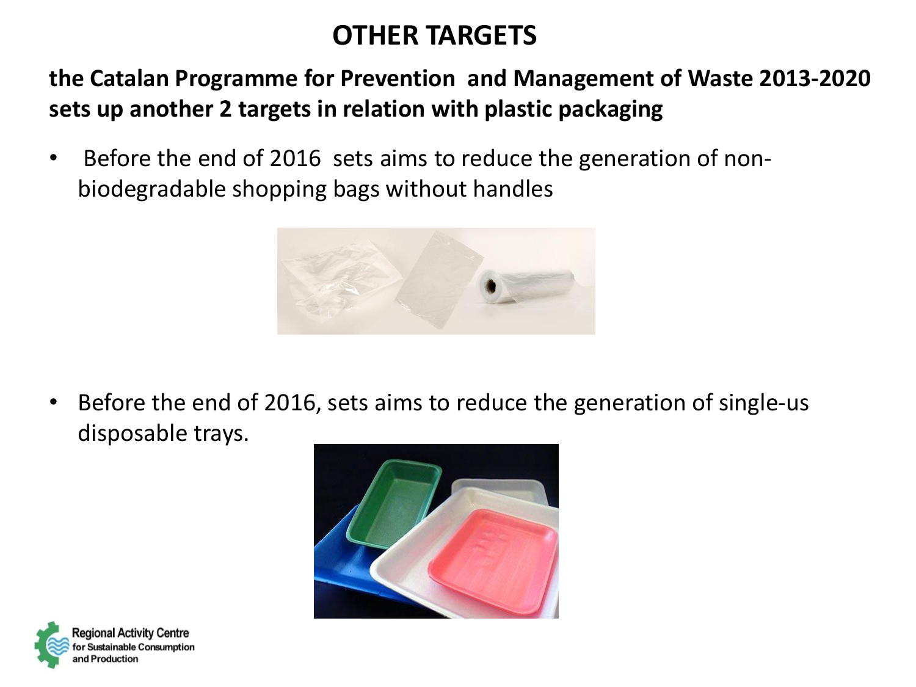# OTHER TARGETS

**the Catalan Programme for Prevention and Management of Waste 2013-2020 sets up another 2 targets in relation with plastic packaging**

- Before the end of 2016 sets aims to reduce the generation of non-biodegradable shopping bags without handles
- Before the end of 2016, sets aims to reduce the generation of single-us disposable trays.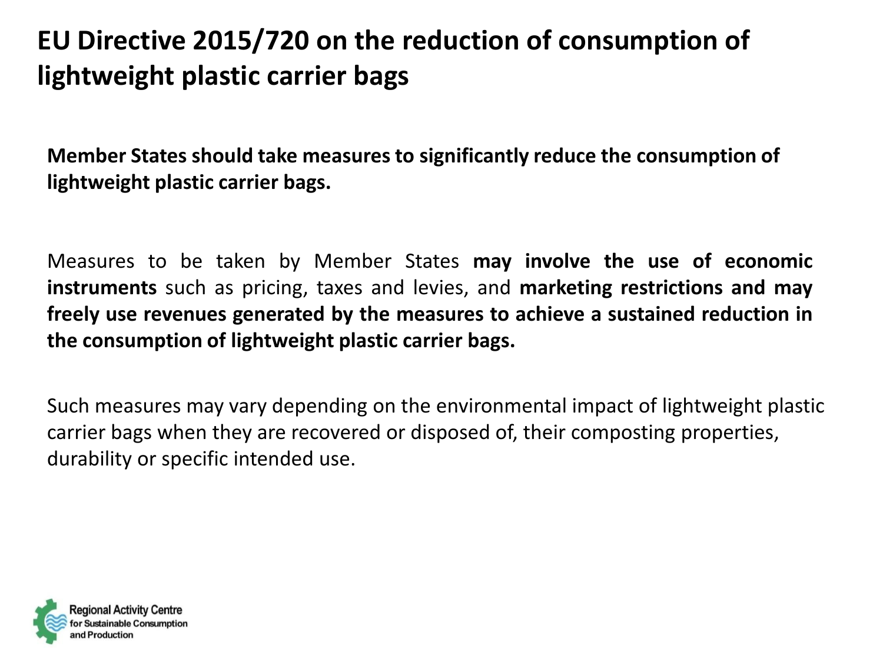# EU Directive 2015/720 on the reduction of consumption of lightweight plastic carrier bags

**Member States should take measures to significantly reduce the consumption of lightweight plastic carrier bags.**

Measures to be taken by Member States **may involve the use of economic instruments** such as pricing, taxes and levies, and **marketing restrictions and may freely use revenues generated by the measures to achieve a sustained reduction in the consumption of lightweight plastic carrier bags.**

Such measures may vary depending on the environmental impact of lightweight plastic carrier bags when they are recovered or disposed of, their composting properties, durability or specific intended use.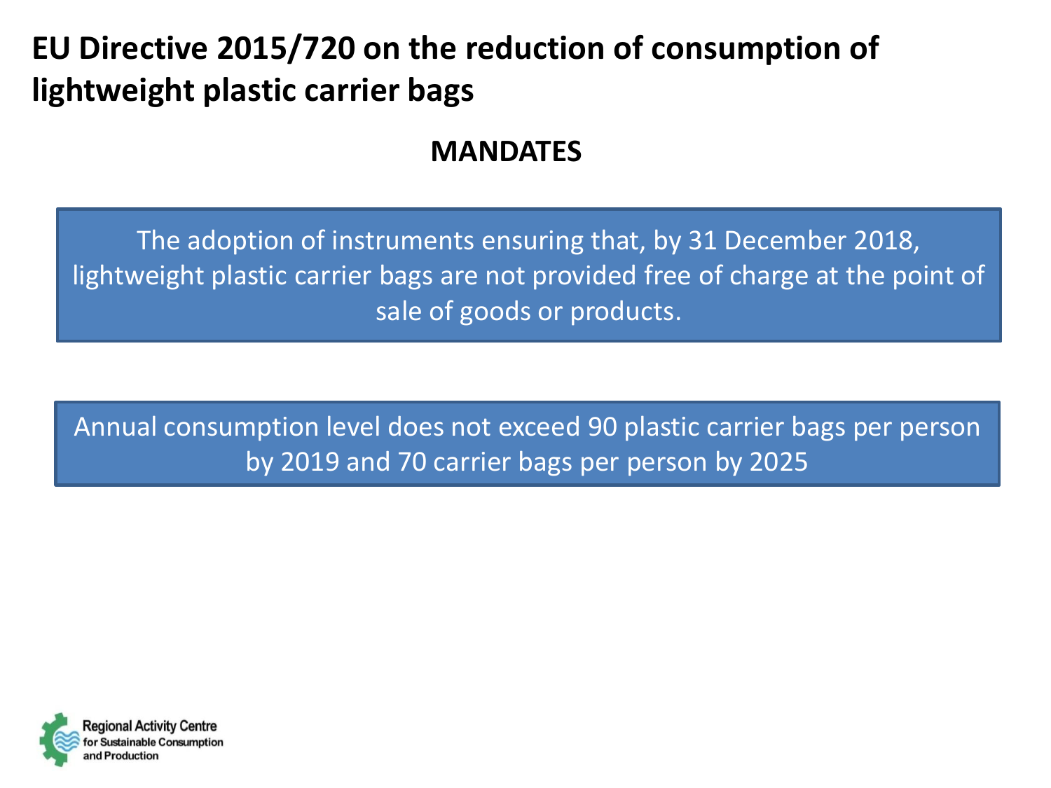# EU Directive 2015/720 on the reduction of consumption of lightweight plastic carrier bags

## MANDATES

The adoption of instruments ensuring that, by 31 December 2018, lightweight plastic carrier bags are not provided free of charge at the point of sale of goods or products.

Annual consumption level does not exceed 90 plastic carrier bags per person by 2019 and 70 carrier bags per person by 2025

Regional Activity Centre for Sustainable Consumption and Production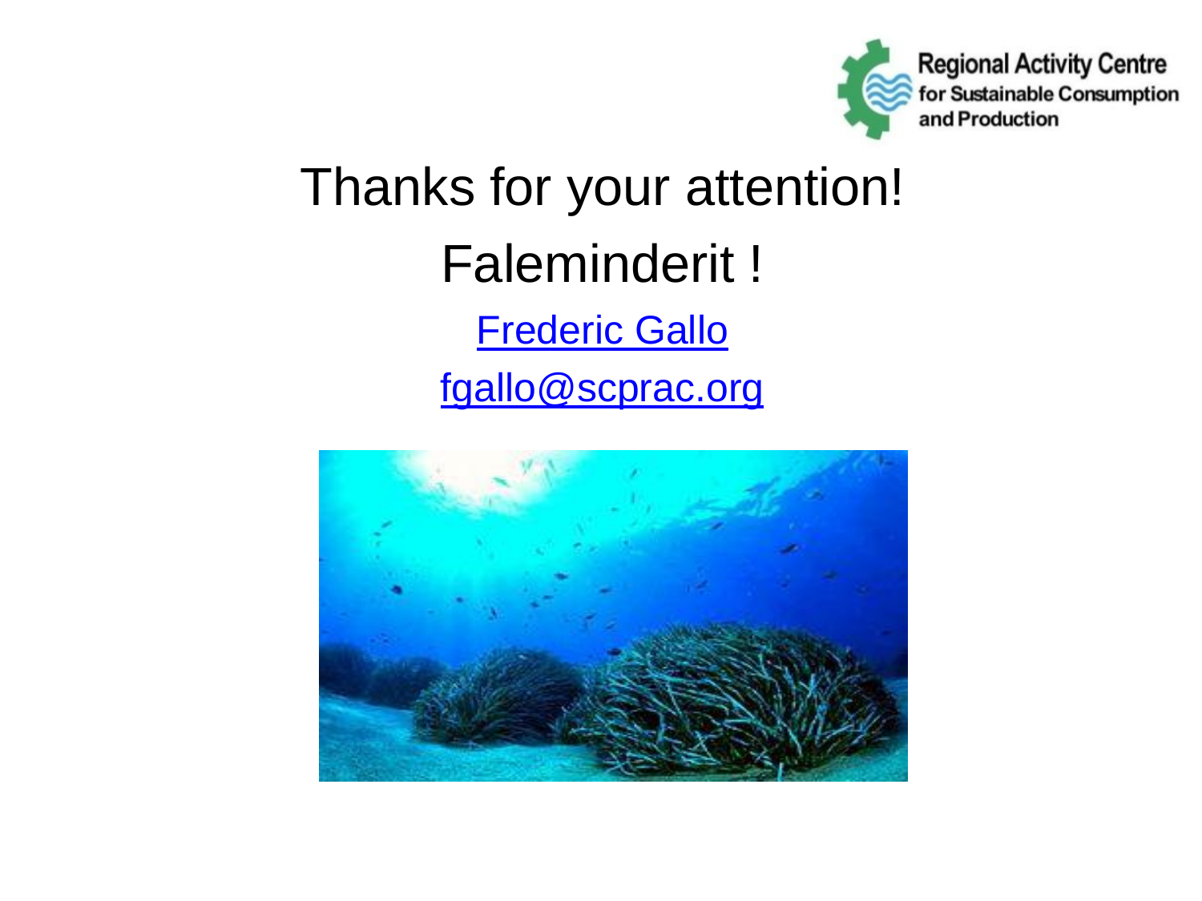Regional Activity Centre for Sustainable Consumption and Production

Thanks for your attention!

Faleminderit !

[Frederic Gallo](mailto:fgallo@scprac.org)

[fgallo@scprac.org](mailto:fgallo@scprac.org)